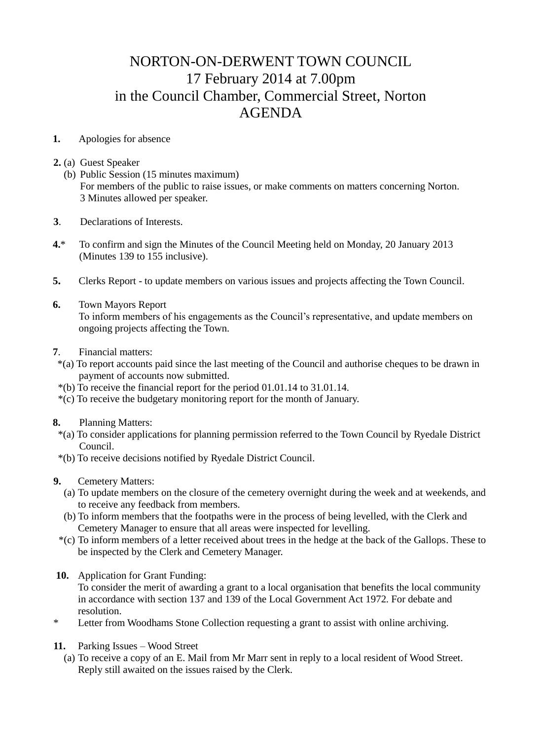# NORTON-ON-DERWENT TOWN COUNCIL
## 17 February 2014 at 7.00pm
## in the Council Chamber, Commercial Street, Norton
## AGENDA

**1.** Apologies for absence

**2.** (a) Guest Speaker
(b) Public Session (15 minutes maximum)
For members of the public to raise issues, or make comments on matters concerning Norton. 3 Minutes allowed per speaker.

**3**. Declarations of Interests.

**4.*** To confirm and sign the Minutes of the Council Meeting held on Monday, 20 January 2013 (Minutes 139 to 155 inclusive).

**5.** Clerks Report - to update members on various issues and projects affecting the Town Council.

**6.** Town Mayors Report
To inform members of his engagements as the Council's representative, and update members on ongoing projects affecting the Town.

**7**. Financial matters:
*(a) To report accounts paid since the last meeting of the Council and authorise cheques to be drawn in payment of accounts now submitted.
*(b) To receive the financial report for the period 01.01.14 to 31.01.14.
*(c) To receive the budgetary monitoring report for the month of January.

**8.** Planning Matters:
*(a) To consider applications for planning permission referred to the Town Council by Ryedale District Council.
*(b) To receive decisions notified by Ryedale District Council.

**9.** Cemetery Matters:
(a) To update members on the closure of the cemetery overnight during the week and at weekends, and to receive any feedback from members.
(b) To inform members that the footpaths were in the process of being levelled, with the Clerk and Cemetery Manager to ensure that all areas were inspected for levelling.
*(c) To inform members of a letter received about trees in the hedge at the back of the Gallops. These to be inspected by the Clerk and Cemetery Manager.

**10.** Application for Grant Funding:
To consider the merit of awarding a grant to a local organisation that benefits the local community in accordance with section 137 and 139 of the Local Government Act 1972. For debate and resolution.
\* Letter from Woodhams Stone Collection requesting a grant to assist with online archiving.

**11.** Parking Issues – Wood Street
(a) To receive a copy of an E. Mail from Mr Marr sent in reply to a local resident of Wood Street. Reply still awaited on the issues raised by the Clerk.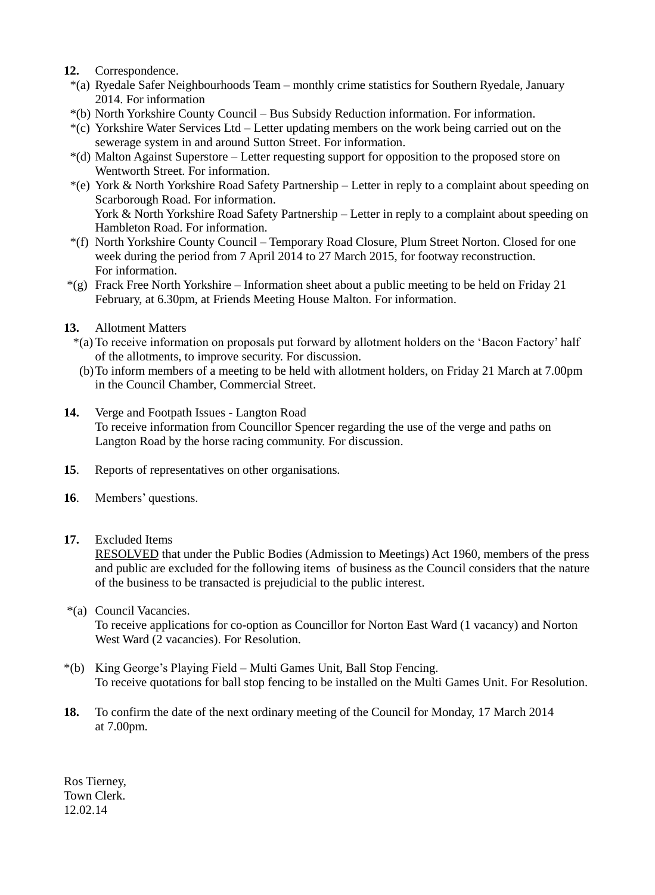**12.** Correspondence.

*(a) Ryedale Safer Neighbourhoods Team – monthly crime statistics for Southern Ryedale, January 2014. For information

*(b) North Yorkshire County Council – Bus Subsidy Reduction information. For information.

*(c) Yorkshire Water Services Ltd – Letter updating members on the work being carried out on the sewerage system in and around Sutton Street. For information.

*(d) Malton Against Superstore – Letter requesting support for opposition to the proposed store on Wentworth Street. For information.

*(e) York & North Yorkshire Road Safety Partnership – Letter in reply to a complaint about speeding on Scarborough Road. For information.
York & North Yorkshire Road Safety Partnership – Letter in reply to a complaint about speeding on Hambleton Road. For information.

*(f) North Yorkshire County Council – Temporary Road Closure, Plum Street Norton. Closed for one week during the period from 7 April 2014 to 27 March 2015, for footway reconstruction. For information.

*(g) Frack Free North Yorkshire – Information sheet about a public meeting to be held on Friday 21 February, at 6.30pm, at Friends Meeting House Malton. For information.

**13.** Allotment Matters

*(a) To receive information on proposals put forward by allotment holders on the 'Bacon Factory' half of the allotments, to improve security. For discussion.

(b) To inform members of a meeting to be held with allotment holders, on Friday 21 March at 7.00pm in the Council Chamber, Commercial Street.

**14.** Verge and Footpath Issues - Langton Road
To receive information from Councillor Spencer regarding the use of the verge and paths on Langton Road by the horse racing community. For discussion.

**15**. Reports of representatives on other organisations.

**16**. Members' questions.

**17.** Excluded Items
RESOLVED that under the Public Bodies (Admission to Meetings) Act 1960, members of the press and public are excluded for the following items of business as the Council considers that the nature of the business to be transacted is prejudicial to the public interest.

*(a) Council Vacancies.
To receive applications for co-option as Councillor for Norton East Ward (1 vacancy) and Norton West Ward (2 vacancies). For Resolution.

*(b) King George's Playing Field – Multi Games Unit, Ball Stop Fencing.
To receive quotations for ball stop fencing to be installed on the Multi Games Unit. For Resolution.

**18.** To confirm the date of the next ordinary meeting of the Council for Monday, 17 March 2014 at 7.00pm.

Ros Tierney,
Town Clerk.
12.02.14